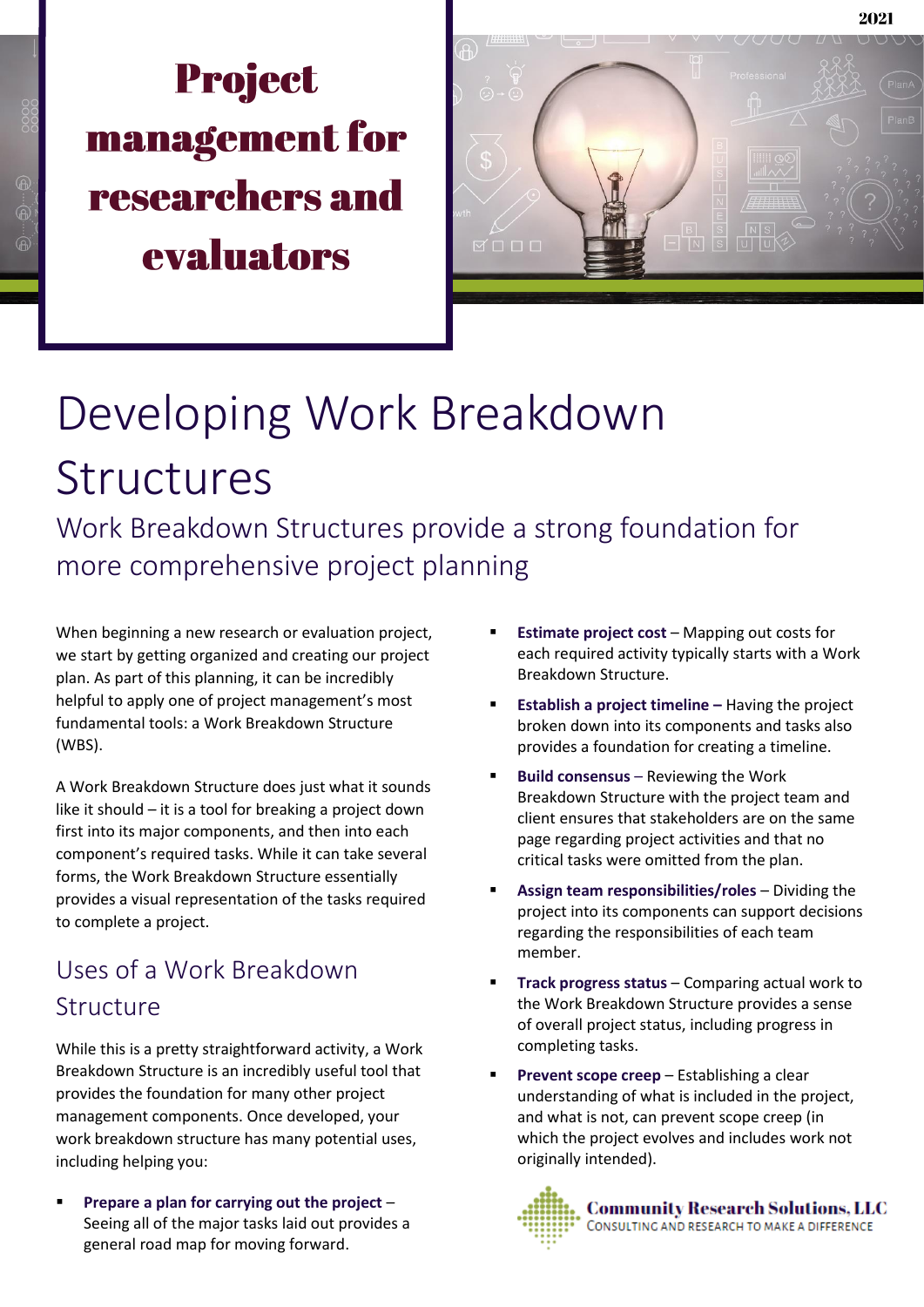# Project management for researchers and evaluators

# Developing Work Breakdown Structures

## Work Breakdown Structures provide a strong foundation for more comprehensive project planning

When beginning a new research or evaluation project, we start by getting organized and creating our project plan. As part of this planning, it can be incredibly helpful to apply one of project management's most fundamental tools: a Work Breakdown Structure (WBS).

A Work Breakdown Structure does just what it sounds like it should – it is a tool for breaking a project down first into its major components, and then into each component's required tasks. While it can take several forms, the Work Breakdown Structure essentially provides a visual representation of the tasks required to complete a project.

### Uses of a Work Breakdown Structure

While this is a pretty straightforward activity, a Work Breakdown Structure is an incredibly useful tool that provides the foundation for many other project management components. Once developed, your work breakdown structure has many potential uses, including helping you:

- **Prepare a plan for carrying out the project** – Seeing all of the major tasks laid out provides a general road map for moving forward.
- **Estimate project cost** – Mapping out costs for each required activity typically starts with a Work Breakdown Structure.
- **Establish a project timeline –** Having the project broken down into its components and tasks also provides a foundation for creating a timeline.
- **Build consensus** – Reviewing the Work Breakdown Structure with the project team and client ensures that stakeholders are on the same page regarding project activities and that no critical tasks were omitted from the plan.
- **Assign team responsibilities/roles** – Dividing the project into its components can support decisions regarding the responsibilities of each team member.
- **Track progress status** – Comparing actual work to the Work Breakdown Structure provides a sense of overall project status, including progress in completing tasks.
- **Prevent scope creep** – Establishing a clear understanding of what is included in the project, and what is not, can prevent scope creep (in which the project evolves and includes work not originally intended).

Community Research Solutions, LLC
CONSULTING AND RESEARCH TO MAKE A DIFFERENCE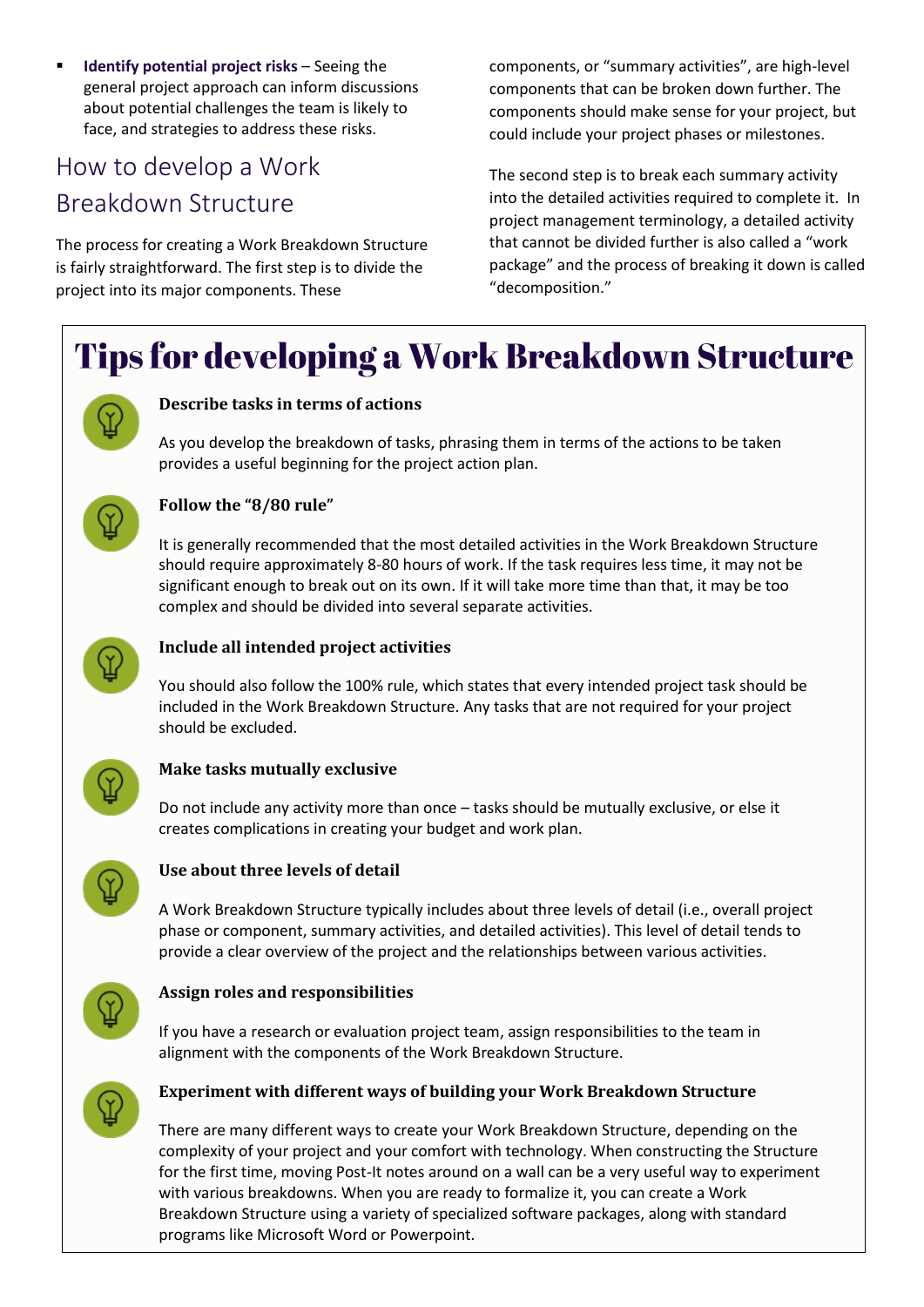- **Identify potential project risks** – Seeing the general project approach can inform discussions about potential challenges the team is likely to face, and strategies to address these risks.

## How to develop a Work Breakdown Structure

The process for creating a Work Breakdown Structure is fairly straightforward. The first step is to divide the project into its major components. These components, or "summary activities", are high-level components that can be broken down further. The components should make sense for your project, but could include your project phases or milestones.

The second step is to break each summary activity into the detailed activities required to complete it. In project management terminology, a detailed activity that cannot be divided further is also called a "work package" and the process of breaking it down is called "decomposition."

# Tips for developing a Work Breakdown Structure

### Describe tasks in terms of actions

As you develop the breakdown of tasks, phrasing them in terms of the actions to be taken provides a useful beginning for the project action plan.

### Follow the "8/80 rule"

It is generally recommended that the most detailed activities in the Work Breakdown Structure should require approximately 8-80 hours of work. If the task requires less time, it may not be significant enough to break out on its own. If it will take more time than that, it may be too complex and should be divided into several separate activities.

### Include all intended project activities

You should also follow the 100% rule, which states that every intended project task should be included in the Work Breakdown Structure. Any tasks that are not required for your project should be excluded.

### Make tasks mutually exclusive

Do not include any activity more than once – tasks should be mutually exclusive, or else it creates complications in creating your budget and work plan.

### Use about three levels of detail

A Work Breakdown Structure typically includes about three levels of detail (i.e., overall project phase or component, summary activities, and detailed activities). This level of detail tends to provide a clear overview of the project and the relationships between various activities.

### Assign roles and responsibilities

If you have a research or evaluation project team, assign responsibilities to the team in alignment with the components of the Work Breakdown Structure.

### Experiment with different ways of building your Work Breakdown Structure

There are many different ways to create your Work Breakdown Structure, depending on the complexity of your project and your comfort with technology. When constructing the Structure for the first time, moving Post-It notes around on a wall can be a very useful way to experiment with various breakdowns. When you are ready to formalize it, you can create a Work Breakdown Structure using a variety of specialized software packages, along with standard programs like Microsoft Word or Powerpoint.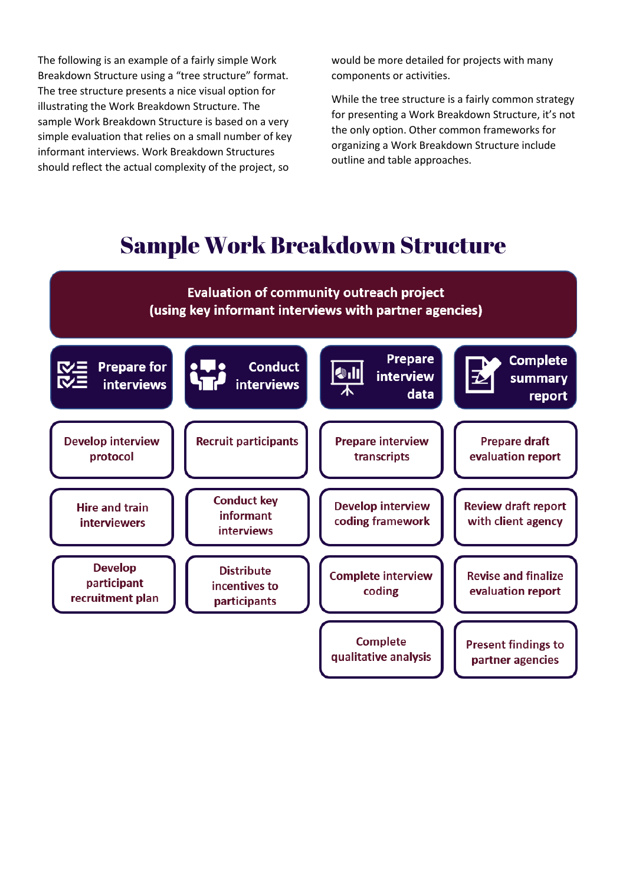The following is an example of a fairly simple Work Breakdown Structure using a "tree structure" format. The tree structure presents a nice visual option for illustrating the Work Breakdown Structure. The sample Work Breakdown Structure is based on a very simple evaluation that relies on a small number of key informant interviews. Work Breakdown Structures should reflect the actual complexity of the project, so would be more detailed for projects with many components or activities.

While the tree structure is a fairly common strategy for presenting a Work Breakdown Structure, it's not the only option. Other common frameworks for organizing a Work Breakdown Structure include outline and table approaches.

# Sample Work Breakdown Structure

**Evaluation of community outreach project (using key informant interviews with partner agencies)**

| Prepare for interviews | Conduct interviews | Prepare interview data | Complete summary report |
|---|---|---|---|
| Develop interview protocol | Recruit participants | Prepare interview transcripts | Prepare draft evaluation report |
| Hire and train interviewers | Conduct key informant interviews | Develop interview coding framework | Review draft report with client agency |
| Develop participant recruitment plan | Distribute incentives to participants | Complete interview coding | Revise and finalize evaluation report |
| | | Complete qualitative analysis | Present findings to partner agencies |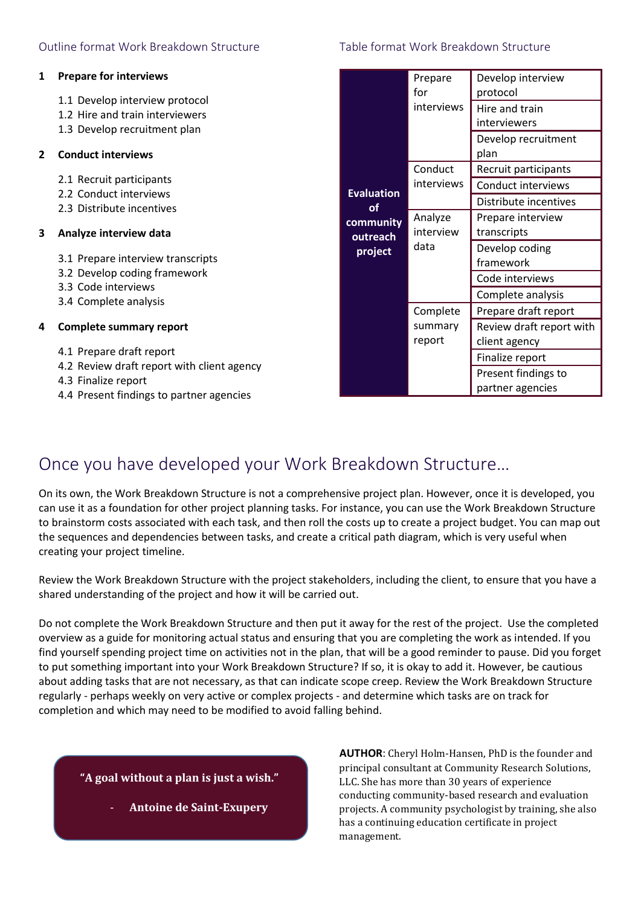Outline format Work Breakdown Structure

**1 Prepare for interviews**

- 1.1 Develop interview protocol
- 1.2 Hire and train interviewers
- 1.3 Develop recruitment plan

**2 Conduct interviews**

- 2.1 Recruit participants
- 2.2 Conduct interviews
- 2.3 Distribute incentives

**3 Analyze interview data**

- 3.1 Prepare interview transcripts
- 3.2 Develop coding framework
- 3.3 Code interviews
- 3.4 Complete analysis

**4 Complete summary report**

- 4.1 Prepare draft report
- 4.2 Review draft report with client agency
- 4.3 Finalize report
- 4.4 Present findings to partner agencies

Table format Work Breakdown Structure

| | | |
|---|---|---|
| **Evaluation of community outreach project** | Prepare for interviews | Develop interview protocol |
| | | Hire and train interviewers |
| | | Develop recruitment plan |
| | Conduct interviews | Recruit participants |
| | | Conduct interviews |
| | | Distribute incentives |
| | Analyze interview data | Prepare interview transcripts |
| | | Develop coding framework |
| | | Code interviews |
| | | Complete analysis |
| | Complete summary report | Prepare draft report |
| | | Review draft report with client agency |
| | | Finalize report |
| | | Present findings to partner agencies |

# Once you have developed your Work Breakdown Structure…

On its own, the Work Breakdown Structure is not a comprehensive project plan. However, once it is developed, you can use it as a foundation for other project planning tasks. For instance, you can use the Work Breakdown Structure to brainstorm costs associated with each task, and then roll the costs up to create a project budget. You can map out the sequences and dependencies between tasks, and create a critical path diagram, which is very useful when creating your project timeline.

Review the Work Breakdown Structure with the project stakeholders, including the client, to ensure that you have a shared understanding of the project and how it will be carried out.

Do not complete the Work Breakdown Structure and then put it away for the rest of the project. Use the completed overview as a guide for monitoring actual status and ensuring that you are completing the work as intended. If you find yourself spending project time on activities not in the plan, that will be a good reminder to pause. Did you forget to put something important into your Work Breakdown Structure? If so, it is okay to add it. However, be cautious about adding tasks that are not necessary, as that can indicate scope creep. Review the Work Breakdown Structure regularly - perhaps weekly on very active or complex projects - and determine which tasks are on track for completion and which may need to be modified to avoid falling behind.

> **"A goal without a plan is just a wish."**
>
> **- Antoine de Saint-Exupery**

**AUTHOR**: Cheryl Holm-Hansen, PhD is the founder and principal consultant at Community Research Solutions, LLC. She has more than 30 years of experience conducting community-based research and evaluation projects. A community psychologist by training, she also has a continuing education certificate in project management.